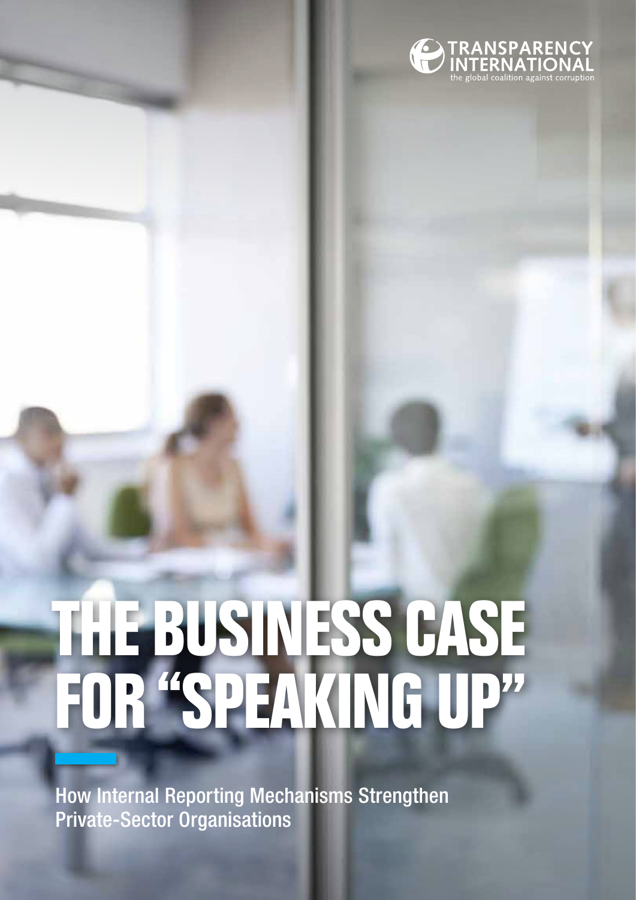TRANSPARENCY INTERNATIONAL
the global coalition against corruption

# THE BUSINESS CASE FOR "SPEAKING UP"

How Internal Reporting Mechanisms Strengthen Private-Sector Organisations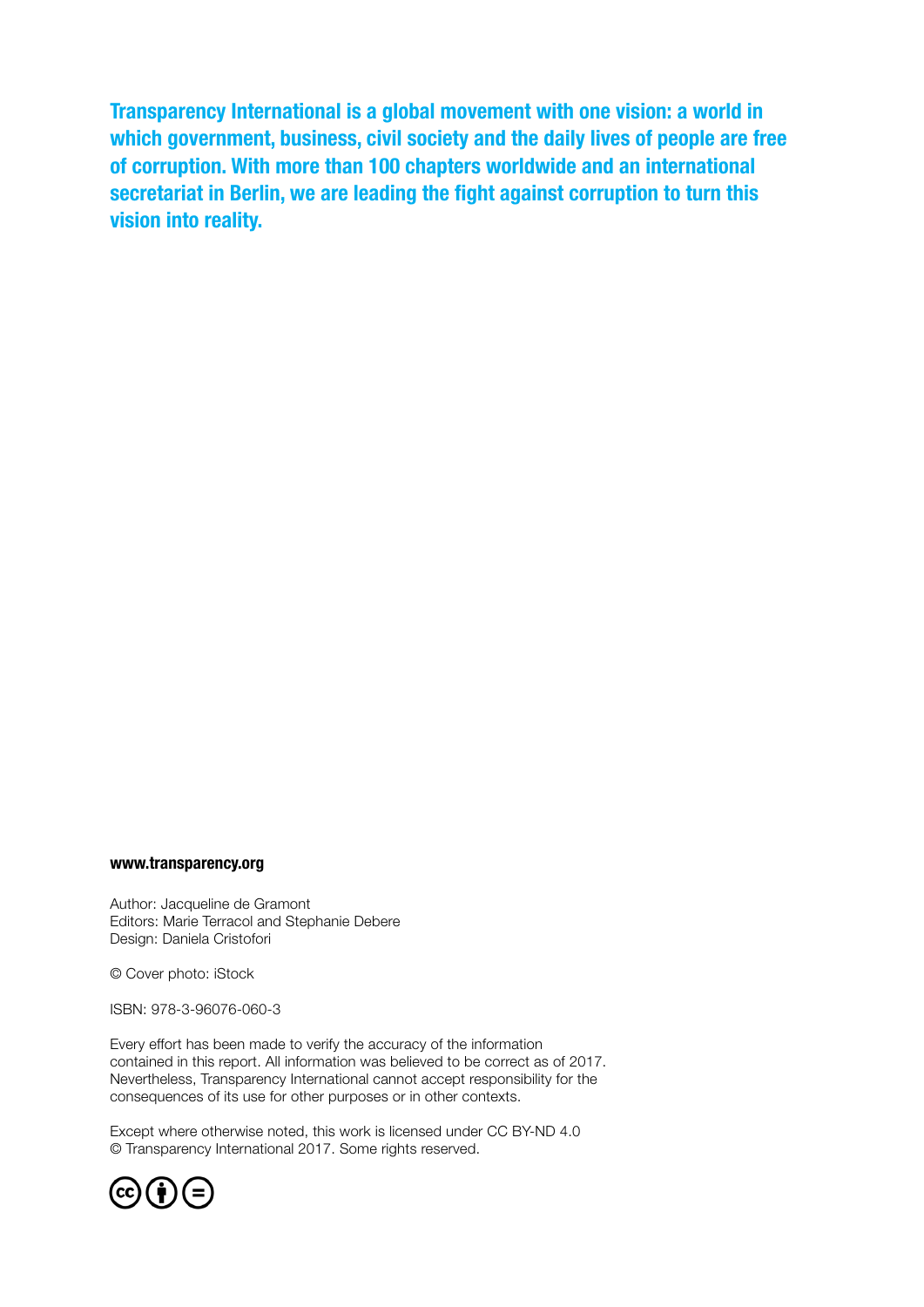**Transparency International is a global movement with one vision: a world in which government, business, civil society and the daily lives of people are free of corruption. With more than 100 chapters worldwide and an international secretariat in Berlin, we are leading the fight against corruption to turn this vision into reality.**

**www.transparency.org**

Author: Jacqueline de Gramont
Editors: Marie Terracol and Stephanie Debere
Design: Daniela Cristofori

© Cover photo: iStock

ISBN: 978-3-96076-060-3

Every effort has been made to verify the accuracy of the information contained in this report. All information was believed to be correct as of 2017. Nevertheless, Transparency International cannot accept responsibility for the consequences of its use for other purposes or in other contexts.

Except where otherwise noted, this work is licensed under CC BY-ND 4.0
© Transparency International 2017. Some rights reserved.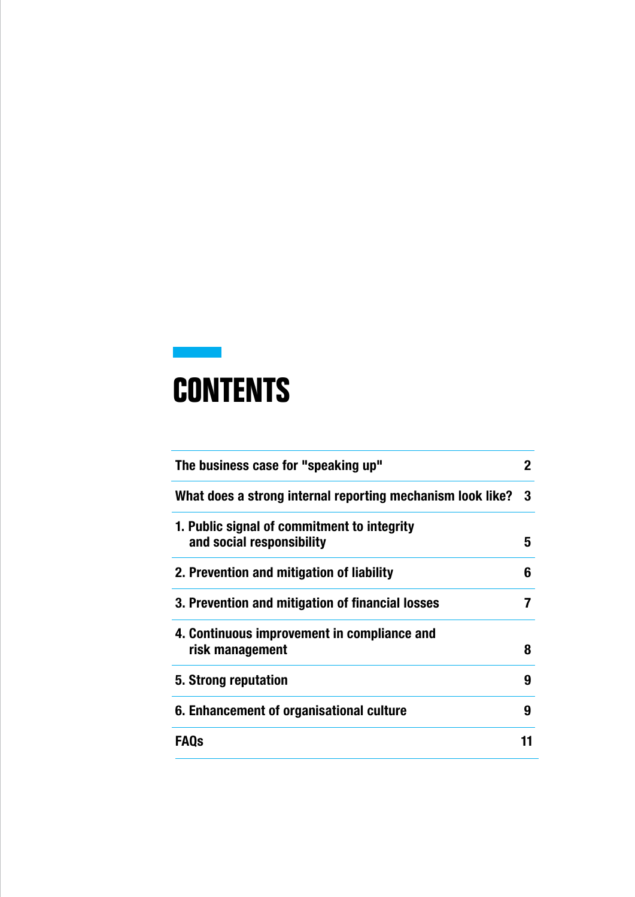# CONTENTS

| | |
|---|---|
| The business case for "speaking up" | 2 |
| What does a strong internal reporting mechanism look like? | 3 |
| 1. Public signal of commitment to integrity and social responsibility | 5 |
| 2. Prevention and mitigation of liability | 6 |
| 3. Prevention and mitigation of financial losses | 7 |
| 4. Continuous improvement in compliance and risk management | 8 |
| 5. Strong reputation | 9 |
| 6. Enhancement of organisational culture | 9 |
| FAQs | 11 |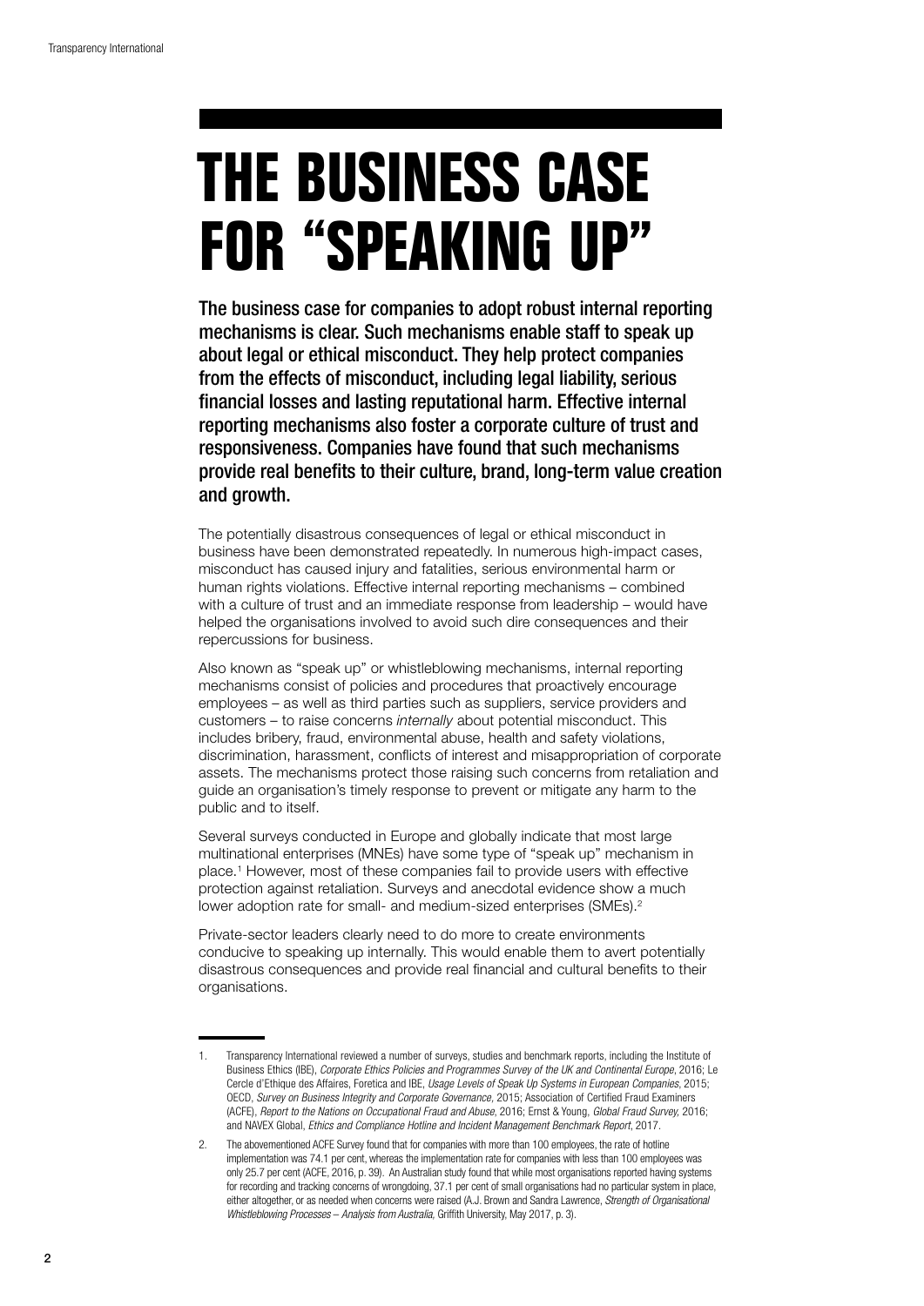# THE BUSINESS CASE FOR "SPEAKING UP"

**The business case for companies to adopt robust internal reporting mechanisms is clear. Such mechanisms enable staff to speak up about legal or ethical misconduct. They help protect companies from the effects of misconduct, including legal liability, serious financial losses and lasting reputational harm. Effective internal reporting mechanisms also foster a corporate culture of trust and responsiveness. Companies have found that such mechanisms provide real benefits to their culture, brand, long-term value creation and growth.**

The potentially disastrous consequences of legal or ethical misconduct in business have been demonstrated repeatedly. In numerous high-impact cases, misconduct has caused injury and fatalities, serious environmental harm or human rights violations. Effective internal reporting mechanisms – combined with a culture of trust and an immediate response from leadership – would have helped the organisations involved to avoid such dire consequences and their repercussions for business.

Also known as "speak up" or whistleblowing mechanisms, internal reporting mechanisms consist of policies and procedures that proactively encourage employees – as well as third parties such as suppliers, service providers and customers – to raise concerns *internally* about potential misconduct. This includes bribery, fraud, environmental abuse, health and safety violations, discrimination, harassment, conflicts of interest and misappropriation of corporate assets. The mechanisms protect those raising such concerns from retaliation and guide an organisation's timely response to prevent or mitigate any harm to the public and to itself.

Several surveys conducted in Europe and globally indicate that most large multinational enterprises (MNEs) have some type of "speak up" mechanism in place.[1] However, most of these companies fail to provide users with effective protection against retaliation. Surveys and anecdotal evidence show a much lower adoption rate for small- and medium-sized enterprises (SMEs).[2]

Private-sector leaders clearly need to do more to create environments conducive to speaking up internally. This would enable them to avert potentially disastrous consequences and provide real financial and cultural benefits to their organisations.

---

1. Transparency International reviewed a number of surveys, studies and benchmark reports, including the Institute of Business Ethics (IBE), *Corporate Ethics Policies and Programmes Survey of the UK and Continental Europe*, 2016; Le Cercle d'Ethique des Affaires, Foretica and IBE, *Usage Levels of Speak Up Systems in European Companies*, 2015; OECD, *Survey on Business Integrity and Corporate Governance*, 2015; Association of Certified Fraud Examiners (ACFE), *Report to the Nations on Occupational Fraud and Abuse*, 2016; Ernst & Young, *Global Fraud Survey*, 2016; and NAVEX Global, *Ethics and Compliance Hotline and Incident Management Benchmark Report*, 2017.

2. The abovementioned ACFE Survey found that for companies with more than 100 employees, the rate of hotline implementation was 74.1 per cent, whereas the implementation rate for companies with less than 100 employees was only 25.7 per cent (ACFE, 2016, p. 39). An Australian study found that while most organisations reported having systems for recording and tracking concerns of wrongdoing, 37.1 per cent of small organisations had no particular system in place, either altogether, or as needed when concerns were raised (A.J. Brown and Sandra Lawrence, *Strength of Organisational Whistleblowing Processes – Analysis from Australia*, Griffith University, May 2017, p. 3).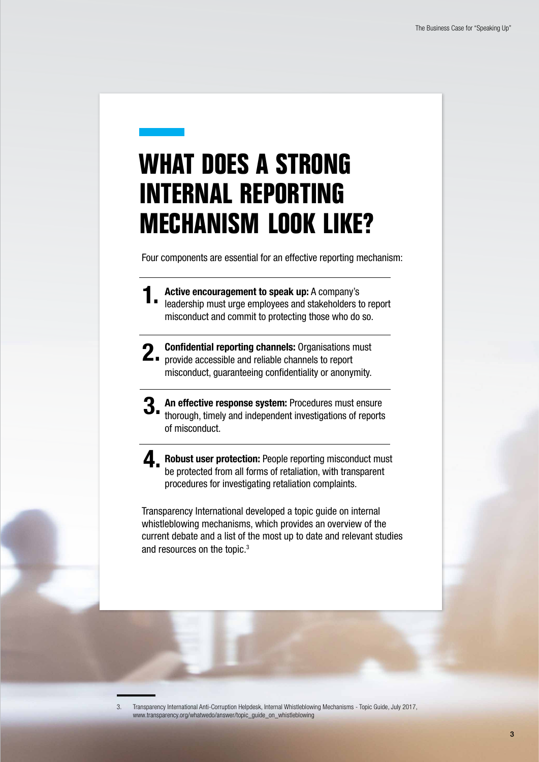# WHAT DOES A STRONG INTERNAL REPORTING MECHANISM LOOK LIKE?

Four components are essential for an effective reporting mechanism:

1. **Active encouragement to speak up:** A company's leadership must urge employees and stakeholders to report misconduct and commit to protecting those who do so.

2. **Confidential reporting channels:** Organisations must provide accessible and reliable channels to report misconduct, guaranteeing confidentiality or anonymity.

3. **An effective response system:** Procedures must ensure thorough, timely and independent investigations of reports of misconduct.

4. **Robust user protection:** People reporting misconduct must be protected from all forms of retaliation, with transparent procedures for investigating retaliation complaints.

Transparency International developed a topic guide on internal whistleblowing mechanisms, which provides an overview of the current debate and a list of the most up to date and relevant studies and resources on the topic.[3]

3. Transparency International Anti-Corruption Helpdesk, Internal Whistleblowing Mechanisms - Topic Guide, July 2017, www.transparency.org/whatwedo/answer/topic_guide_on_whistleblowing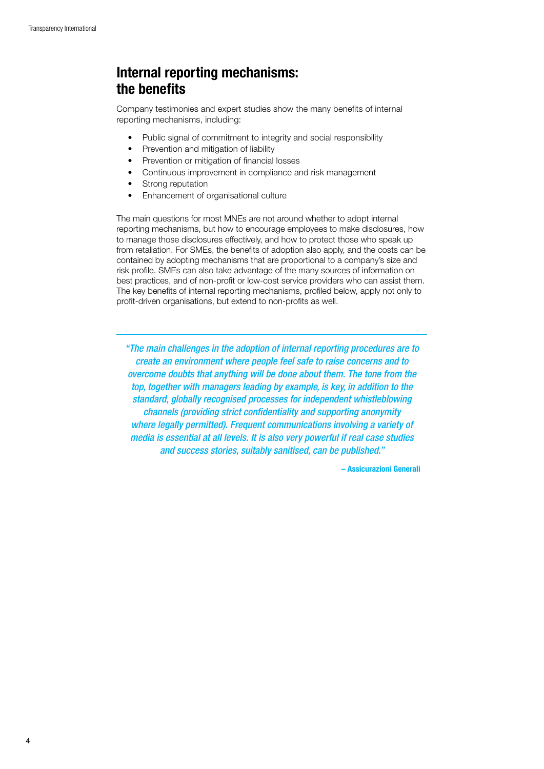# Internal reporting mechanisms: the benefits

Company testimonies and expert studies show the many benefits of internal reporting mechanisms, including:

- Public signal of commitment to integrity and social responsibility
- Prevention and mitigation of liability
- Prevention or mitigation of financial losses
- Continuous improvement in compliance and risk management
- Strong reputation
- Enhancement of organisational culture

The main questions for most MNEs are not around whether to adopt internal reporting mechanisms, but how to encourage employees to make disclosures, how to manage those disclosures effectively, and how to protect those who speak up from retaliation. For SMEs, the benefits of adoption also apply, and the costs can be contained by adopting mechanisms that are proportional to a company's size and risk profile. SMEs can also take advantage of the many sources of information on best practices, and of non-profit or low-cost service providers who can assist them. The key benefits of internal reporting mechanisms, profiled below, apply not only to profit-driven organisations, but extend to non-profits as well.

---

> *"The main challenges in the adoption of internal reporting procedures are to create an environment where people feel safe to raise concerns and to overcome doubts that anything will be done about them. The tone from the top, together with managers leading by example, is key, in addition to the standard, globally recognised processes for independent whistleblowing channels (providing strict confidentiality and supporting anonymity where legally permitted). Frequent communications involving a variety of media is essential at all levels. It is also very powerful if real case studies and success stories, suitably sanitised, can be published."*
>
> **– Assicurazioni Generali**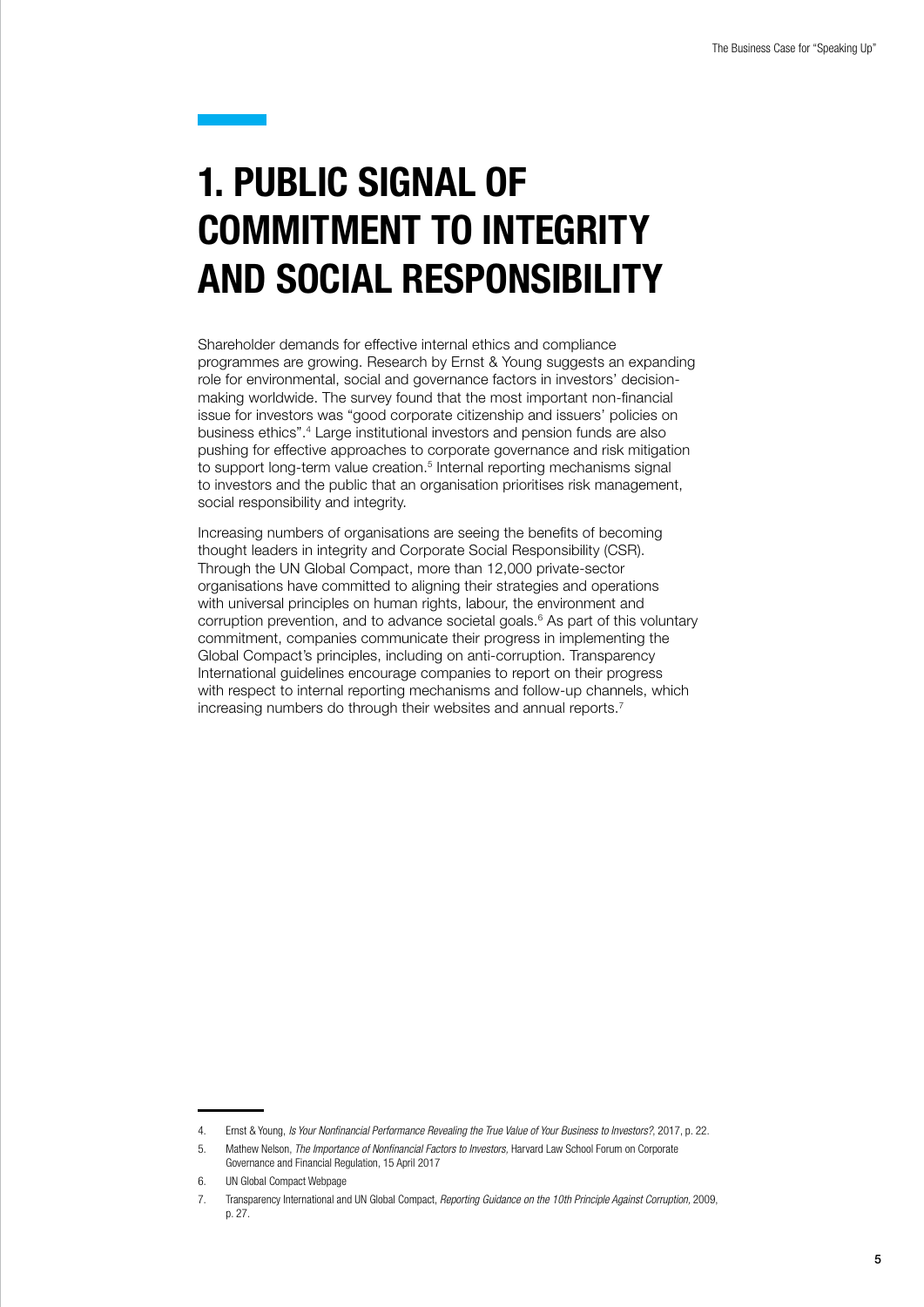# 1. PUBLIC SIGNAL OF COMMITMENT TO INTEGRITY AND SOCIAL RESPONSIBILITY

Shareholder demands for effective internal ethics and compliance programmes are growing. Research by Ernst & Young suggests an expanding role for environmental, social and governance factors in investors' decision-making worldwide. The survey found that the most important non-financial issue for investors was "good corporate citizenship and issuers' policies on business ethics".[4] Large institutional investors and pension funds are also pushing for effective approaches to corporate governance and risk mitigation to support long-term value creation.[5] Internal reporting mechanisms signal to investors and the public that an organisation prioritises risk management, social responsibility and integrity.

Increasing numbers of organisations are seeing the benefits of becoming thought leaders in integrity and Corporate Social Responsibility (CSR). Through the UN Global Compact, more than 12,000 private-sector organisations have committed to aligning their strategies and operations with universal principles on human rights, labour, the environment and corruption prevention, and to advance societal goals.[6] As part of this voluntary commitment, companies communicate their progress in implementing the Global Compact's principles, including on anti-corruption. Transparency International guidelines encourage companies to report on their progress with respect to internal reporting mechanisms and follow-up channels, which increasing numbers do through their websites and annual reports.[7]

---

4. Ernst & Young, *Is Your Nonfinancial Performance Revealing the True Value of Your Business to Investors?*, 2017, p. 22.
5. Mathew Nelson, *The Importance of Nonfinancial Factors to Investors*, Harvard Law School Forum on Corporate Governance and Financial Regulation, 15 April 2017
6. UN Global Compact Webpage
7. Transparency International and UN Global Compact, *Reporting Guidance on the 10th Principle Against Corruption*, 2009, p. 27.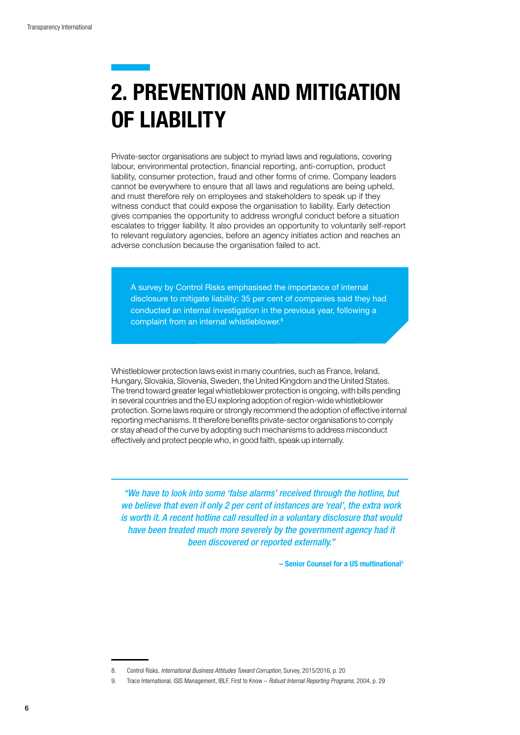# 2. PREVENTION AND MITIGATION OF LIABILITY

Private-sector organisations are subject to myriad laws and regulations, covering labour, environmental protection, financial reporting, anti-corruption, product liability, consumer protection, fraud and other forms of crime. Company leaders cannot be everywhere to ensure that all laws and regulations are being upheld, and must therefore rely on employees and stakeholders to speak up if they witness conduct that could expose the organisation to liability. Early detection gives companies the opportunity to address wrongful conduct before a situation escalates to trigger liability. It also provides an opportunity to voluntarily self-report to relevant regulatory agencies, before an agency initiates action and reaches an adverse conclusion because the organisation failed to act.

> A survey by Control Risks emphasised the importance of internal disclosure to mitigate liability: 35 per cent of companies said they had conducted an internal investigation in the previous year, following a complaint from an internal whistleblower.[8]

Whistleblower protection laws exist in many countries, such as France, Ireland, Hungary, Slovakia, Slovenia, Sweden, the United Kingdom and the United States. The trend toward greater legal whistleblower protection is ongoing, with bills pending in several countries and the EU exploring adoption of region-wide whistleblower protection. Some laws require or strongly recommend the adoption of effective internal reporting mechanisms. It therefore benefits private-sector organisations to comply or stay ahead of the curve by adopting such mechanisms to address misconduct effectively and protect people who, in good faith, speak up internally.

> *"We have to look into some 'false alarms' received through the hotline, but we believe that even if only 2 per cent of instances are 'real', the extra work is worth it. A recent hotline call resulted in a voluntary disclosure that would have been treated much more severely by the government agency had it been discovered or reported externally."*
>
> **– Senior Counsel for a US multinational**[9]

8. Control Risks, *International Business Attitudes Toward Corruption*, Survey, 2015/2016, p. 20
9. Trace International, ISIS Management, IBLF, First to Know – *Robust Internal Reporting Programs*, 2004, p. 29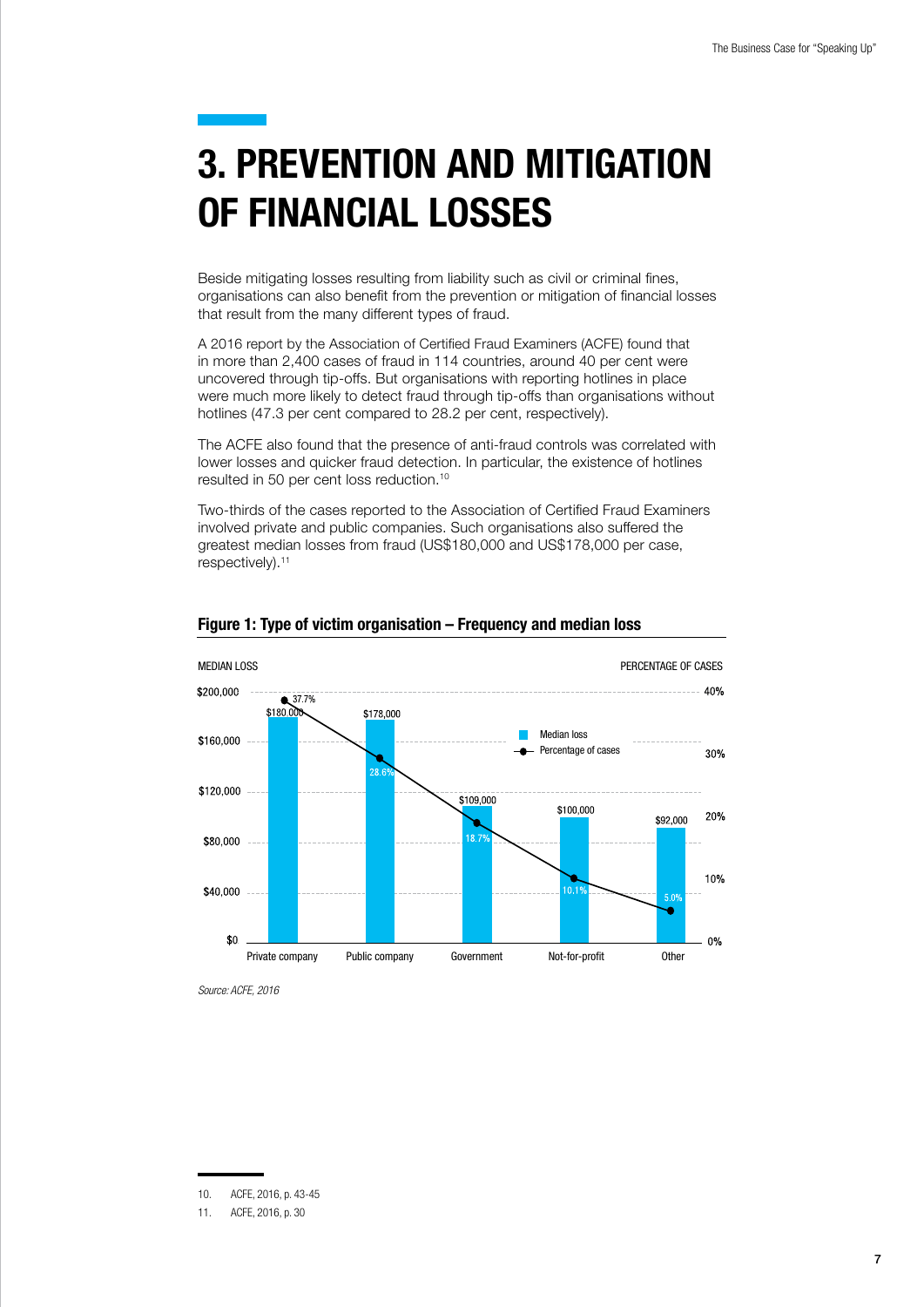# 3. PREVENTION AND MITIGATION OF FINANCIAL LOSSES

Beside mitigating losses resulting from liability such as civil or criminal fines, organisations can also benefit from the prevention or mitigation of financial losses that result from the many different types of fraud.

A 2016 report by the Association of Certified Fraud Examiners (ACFE) found that in more than 2,400 cases of fraud in 114 countries, around 40 per cent were uncovered through tip-offs. But organisations with reporting hotlines in place were much more likely to detect fraud through tip-offs than organisations without hotlines (47.3 per cent compared to 28.2 per cent, respectively).

The ACFE also found that the presence of anti-fraud controls was correlated with lower losses and quicker fraud detection. In particular, the existence of hotlines resulted in 50 per cent loss reduction.[10]

Two-thirds of the cases reported to the Association of Certified Fraud Examiners involved private and public companies. Such organisations also suffered the greatest median losses from fraud (US$180,000 and US$178,000 per case, respectively).[11]

**Figure 1: Type of victim organisation – Frequency and median loss**

| Type of victim organisation | Median loss | Percentage of cases |
|---|---|---|
| Private company | $180,000 | 37.7% |
| Public company | $178,000 | 28.6% |
| Government | $109,000 | 18.7% |
| Not-for-profit | $100,000 | 10.1% |
| Other | $92,000 | 5.0% |

*Source: ACFE, 2016*

10. ACFE, 2016, p. 43-45
11. ACFE, 2016, p. 30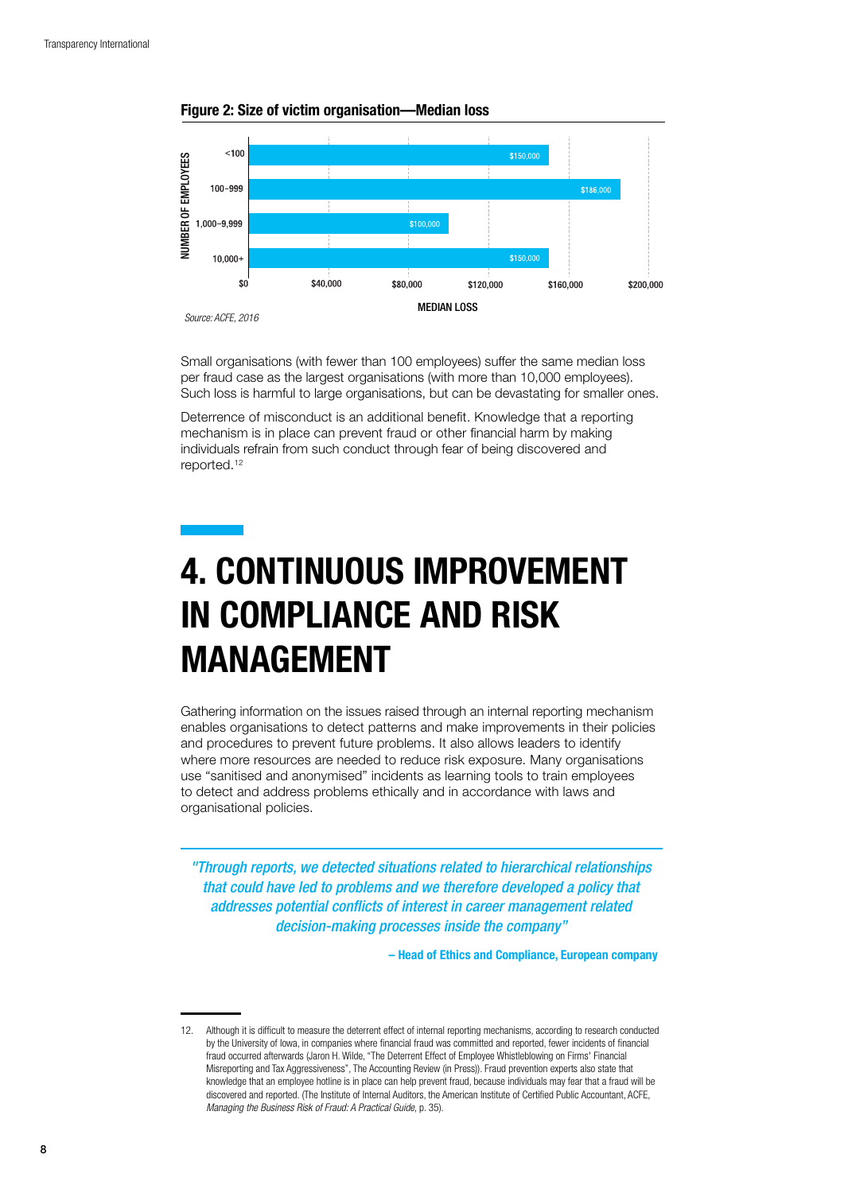**Figure 2: Size of victim organisation—Median loss**

| Number of employees | Median loss |
| --- | --- |
| <100 | $150,000 |
| 100–999 | $186,000 |
| 1,000–9,999 | $100,000 |
| 10,000+ | $150,000 |

*Source: ACFE, 2016*

Small organisations (with fewer than 100 employees) suffer the same median loss per fraud case as the largest organisations (with more than 10,000 employees). Such loss is harmful to large organisations, but can be devastating for smaller ones.

Deterrence of misconduct is an additional benefit. Knowledge that a reporting mechanism is in place can prevent fraud or other financial harm by making individuals refrain from such conduct through fear of being discovered and reported.[12]

# 4. CONTINUOUS IMPROVEMENT IN COMPLIANCE AND RISK MANAGEMENT

Gathering information on the issues raised through an internal reporting mechanism enables organisations to detect patterns and make improvements in their policies and procedures to prevent future problems. It also allows leaders to identify where more resources are needed to reduce risk exposure. Many organisations use "sanitised and anonymised" incidents as learning tools to train employees to detect and address problems ethically and in accordance with laws and organisational policies.

> *"Through reports, we detected situations related to hierarchical relationships that could have led to problems and we therefore developed a policy that addresses potential conflicts of interest in career management related decision-making processes inside the company"*
>
> **– Head of Ethics and Compliance, European company**

12. Although it is difficult to measure the deterrent effect of internal reporting mechanisms, according to research conducted by the University of Iowa, in companies where financial fraud was committed and reported, fewer incidents of financial fraud occurred afterwards (Jaron H. Wilde, "The Deterrent Effect of Employee Whistleblowing on Firms' Financial Misreporting and Tax Aggressiveness", The Accounting Review (in Press)). Fraud prevention experts also state that knowledge that an employee hotline is in place can help prevent fraud, because individuals may fear that a fraud will be discovered and reported. (The Institute of Internal Auditors, the American Institute of Certified Public Accountant, ACFE, *Managing the Business Risk of Fraud: A Practical Guide*, p. 35).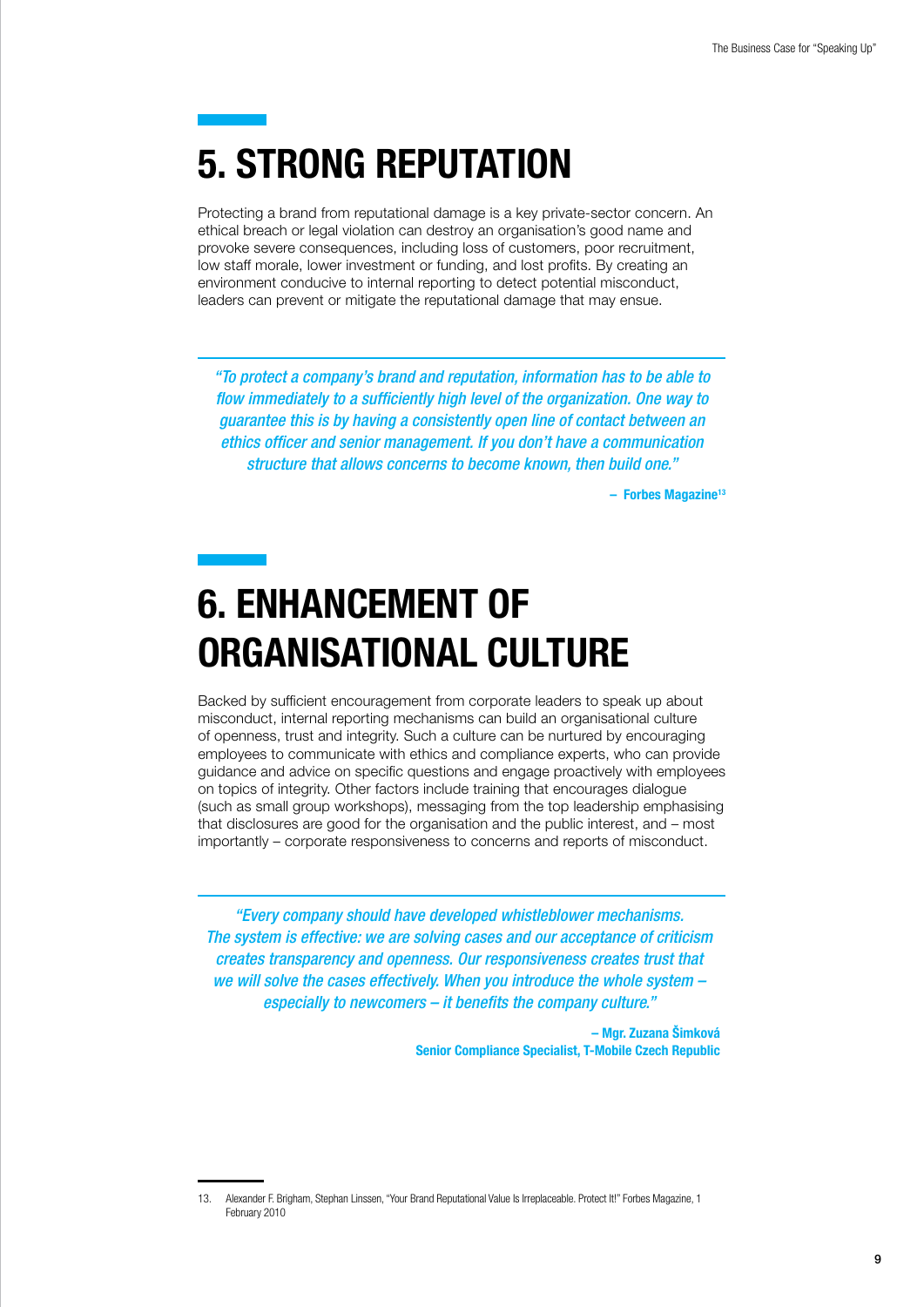# 5. STRONG REPUTATION

Protecting a brand from reputational damage is a key private-sector concern. An ethical breach or legal violation can destroy an organisation's good name and provoke severe consequences, including loss of customers, poor recruitment, low staff morale, lower investment or funding, and lost profits. By creating an environment conducive to internal reporting to detect potential misconduct, leaders can prevent or mitigate the reputational damage that may ensue.

> *"To protect a company's brand and reputation, information has to be able to flow immediately to a sufficiently high level of the organization. One way to guarantee this is by having a consistently open line of contact between an ethics officer and senior management. If you don't have a communication structure that allows concerns to become known, then build one."*
>
> **– Forbes Magazine[13]**

# 6. ENHANCEMENT OF ORGANISATIONAL CULTURE

Backed by sufficient encouragement from corporate leaders to speak up about misconduct, internal reporting mechanisms can build an organisational culture of openness, trust and integrity. Such a culture can be nurtured by encouraging employees to communicate with ethics and compliance experts, who can provide guidance and advice on specific questions and engage proactively with employees on topics of integrity. Other factors include training that encourages dialogue (such as small group workshops), messaging from the top leadership emphasising that disclosures are good for the organisation and the public interest, and – most importantly – corporate responsiveness to concerns and reports of misconduct.

> *"Every company should have developed whistleblower mechanisms. The system is effective: we are solving cases and our acceptance of criticism creates transparency and openness. Our responsiveness creates trust that we will solve the cases effectively. When you introduce the whole system – especially to newcomers – it benefits the company culture."*
>
> **– Mgr. Zuzana Šimková**
> **Senior Compliance Specialist, T-Mobile Czech Republic**

13. Alexander F. Brigham, Stephan Linssen, "Your Brand Reputational Value Is Irreplaceable. Protect It!" Forbes Magazine, 1 February 2010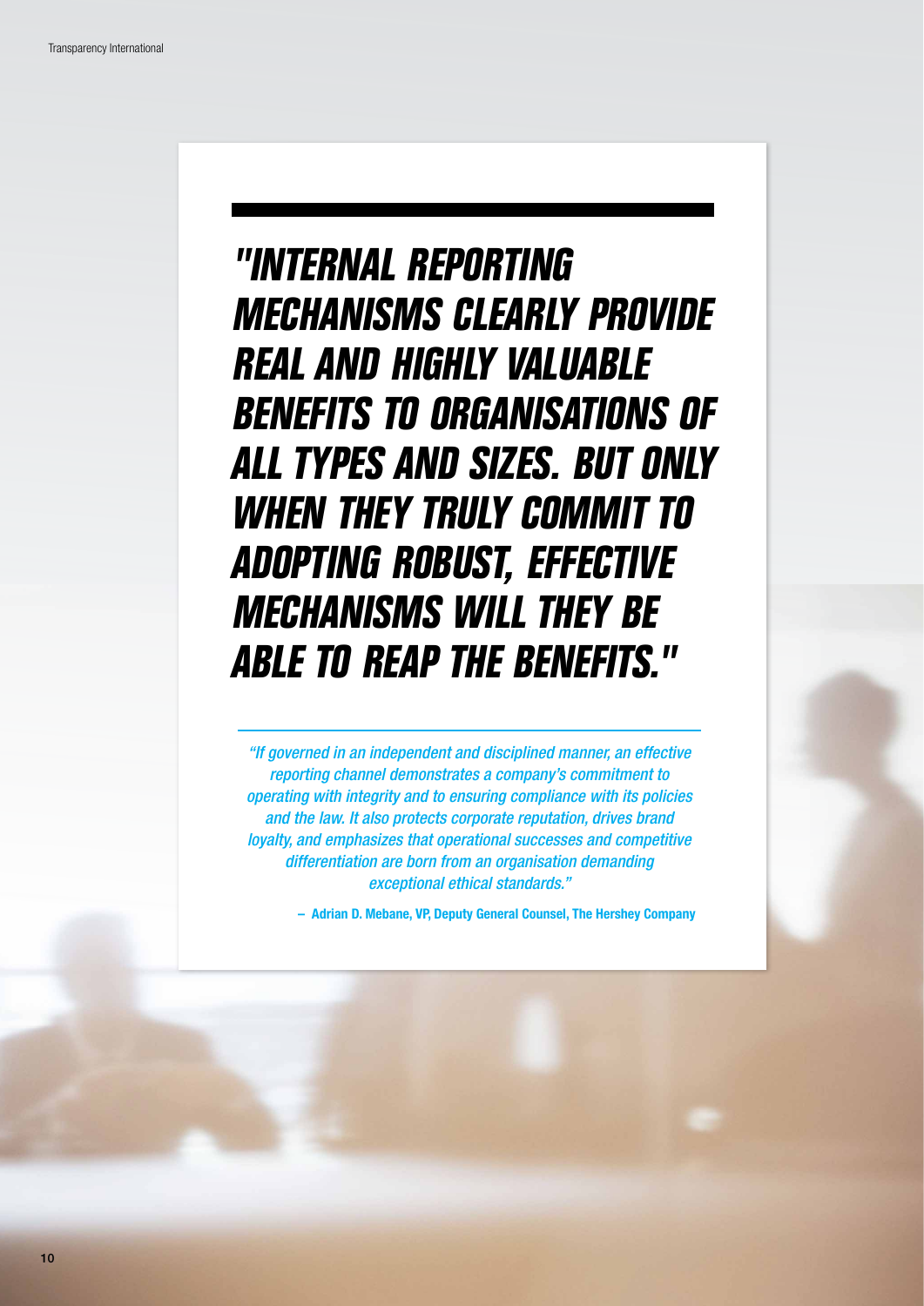## *"INTERNAL REPORTING MECHANISMS CLEARLY PROVIDE REAL AND HIGHLY VALUABLE BENEFITS TO ORGANISATIONS OF ALL TYPES AND SIZES. BUT ONLY WHEN THEY TRULY COMMIT TO ADOPTING ROBUST, EFFECTIVE MECHANISMS WILL THEY BE ABLE TO REAP THE BENEFITS."*

*"If governed in an independent and disciplined manner, an effective reporting channel demonstrates a company's commitment to operating with integrity and to ensuring compliance with its policies and the law. It also protects corporate reputation, drives brand loyalty, and emphasizes that operational successes and competitive differentiation are born from an organisation demanding exceptional ethical standards."*

**– Adrian D. Mebane, VP, Deputy General Counsel, The Hershey Company**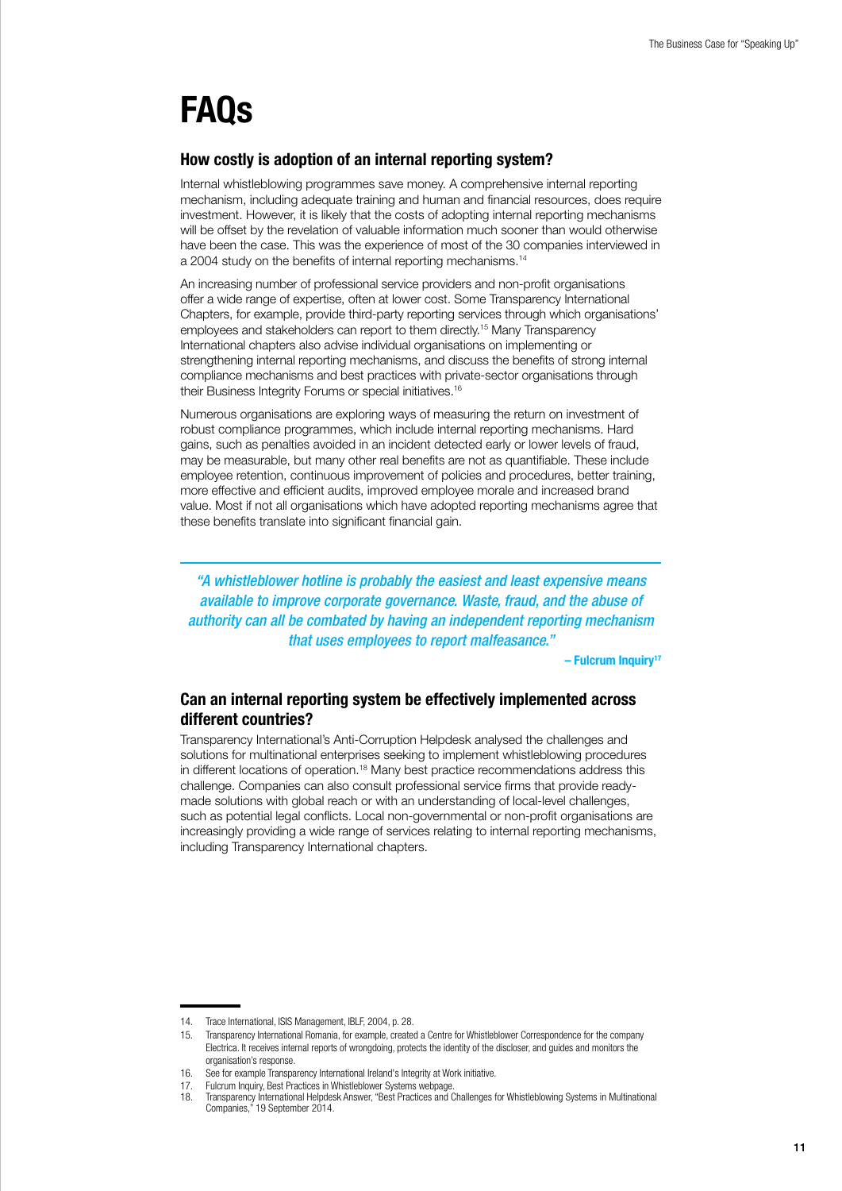# FAQs

## How costly is adoption of an internal reporting system?

Internal whistleblowing programmes save money. A comprehensive internal reporting mechanism, including adequate training and human and financial resources, does require investment. However, it is likely that the costs of adopting internal reporting mechanisms will be offset by the revelation of valuable information much sooner than would otherwise have been the case. This was the experience of most of the 30 companies interviewed in a 2004 study on the benefits of internal reporting mechanisms.[14]

An increasing number of professional service providers and non-profit organisations offer a wide range of expertise, often at lower cost. Some Transparency International Chapters, for example, provide third-party reporting services through which organisations' employees and stakeholders can report to them directly.[15] Many Transparency International chapters also advise individual organisations on implementing or strengthening internal reporting mechanisms, and discuss the benefits of strong internal compliance mechanisms and best practices with private-sector organisations through their Business Integrity Forums or special initiatives.[16]

Numerous organisations are exploring ways of measuring the return on investment of robust compliance programmes, which include internal reporting mechanisms. Hard gains, such as penalties avoided in an incident detected early or lower levels of fraud, may be measurable, but many other real benefits are not as quantifiable. These include employee retention, continuous improvement of policies and procedures, better training, more effective and efficient audits, improved employee morale and increased brand value. Most if not all organisations which have adopted reporting mechanisms agree that these benefits translate into significant financial gain.

> *"A whistleblower hotline is probably the easiest and least expensive means available to improve corporate governance. Waste, fraud, and the abuse of authority can all be combated by having an independent reporting mechanism that uses employees to report malfeasance."*
>
> **– Fulcrum Inquiry[17]**

## Can an internal reporting system be effectively implemented across different countries?

Transparency International's Anti-Corruption Helpdesk analysed the challenges and solutions for multinational enterprises seeking to implement whistleblowing procedures in different locations of operation.[18] Many best practice recommendations address this challenge. Companies can also consult professional service firms that provide ready-made solutions with global reach or with an understanding of local-level challenges, such as potential legal conflicts. Local non-governmental or non-profit organisations are increasingly providing a wide range of services relating to internal reporting mechanisms, including Transparency International chapters.

---

14. Trace International, ISIS Management, IBLF, 2004, p. 28.
15. Transparency International Romania, for example, created a Centre for Whistleblower Correspondence for the company Electrica. It receives internal reports of wrongdoing, protects the identity of the discloser, and guides and monitors the organisation's response.
16. See for example Transparency International Ireland's Integrity at Work initiative.
17. Fulcrum Inquiry, Best Practices in Whistleblower Systems webpage.
18. Transparency International Helpdesk Answer, "Best Practices and Challenges for Whistleblowing Systems in Multinational Companies," 19 September 2014.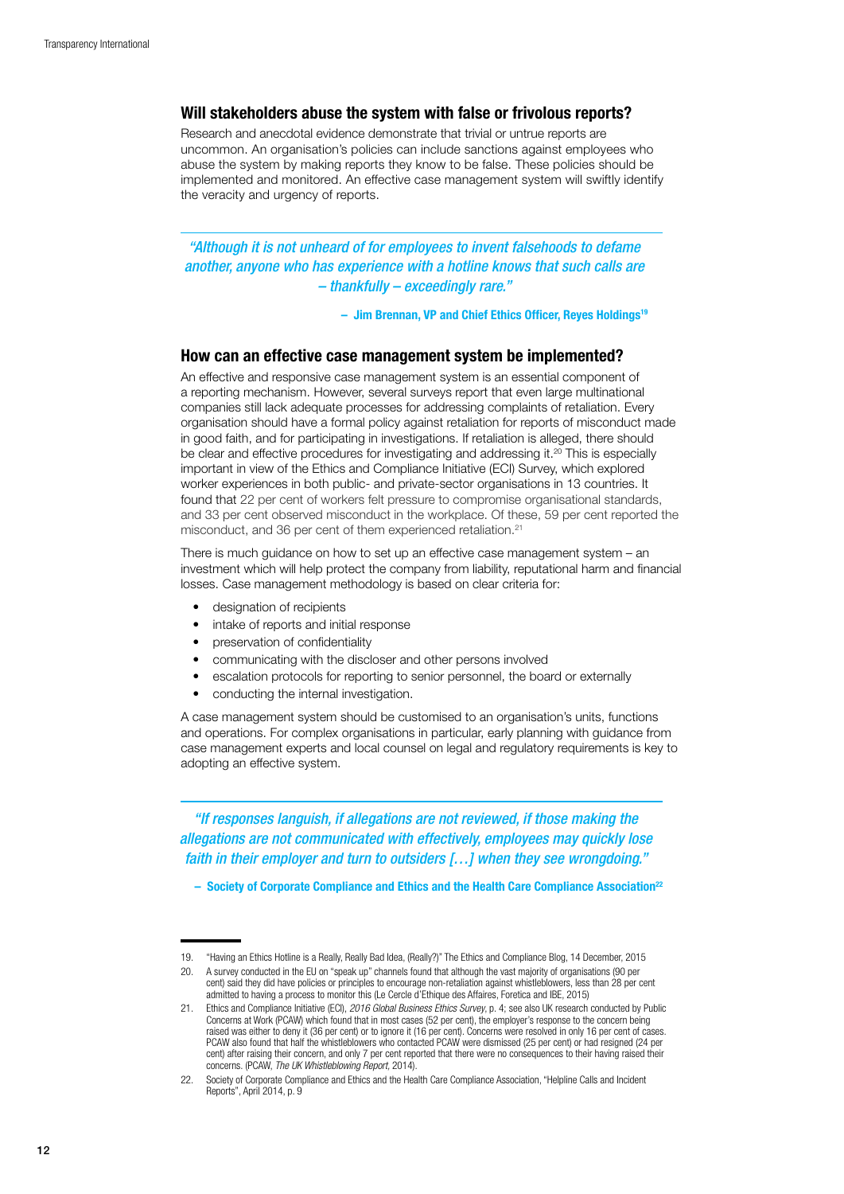## Will stakeholders abuse the system with false or frivolous reports?

Research and anecdotal evidence demonstrate that trivial or untrue reports are uncommon. An organisation's policies can include sanctions against employees who abuse the system by making reports they know to be false. These policies should be implemented and monitored. An effective case management system will swiftly identify the veracity and urgency of reports.

> *"Although it is not unheard of for employees to invent falsehoods to defame another, anyone who has experience with a hotline knows that such calls are – thankfully – exceedingly rare."*
>
> **– Jim Brennan, VP and Chief Ethics Officer, Reyes Holdings[19]**

## How can an effective case management system be implemented?

An effective and responsive case management system is an essential component of a reporting mechanism. However, several surveys report that even large multinational companies still lack adequate processes for addressing complaints of retaliation. Every organisation should have a formal policy against retaliation for reports of misconduct made in good faith, and for participating in investigations. If retaliation is alleged, there should be clear and effective procedures for investigating and addressing it.[20] This is especially important in view of the Ethics and Compliance Initiative (ECI) Survey, which explored worker experiences in both public- and private-sector organisations in 13 countries. It found that 22 per cent of workers felt pressure to compromise organisational standards, and 33 per cent observed misconduct in the workplace. Of these, 59 per cent reported the misconduct, and 36 per cent of them experienced retaliation.[21]

There is much guidance on how to set up an effective case management system – an investment which will help protect the company from liability, reputational harm and financial losses. Case management methodology is based on clear criteria for:

- designation of recipients
- intake of reports and initial response
- preservation of confidentiality
- communicating with the discloser and other persons involved
- escalation protocols for reporting to senior personnel, the board or externally
- conducting the internal investigation.

A case management system should be customised to an organisation's units, functions and operations. For complex organisations in particular, early planning with guidance from case management experts and local counsel on legal and regulatory requirements is key to adopting an effective system.

> *"If responses languish, if allegations are not reviewed, if those making the allegations are not communicated with effectively, employees may quickly lose faith in their employer and turn to outsiders […] when they see wrongdoing."*
>
> **– Society of Corporate Compliance and Ethics and the Health Care Compliance Association[22]**

---

19. "Having an Ethics Hotline is a Really, Really Bad Idea, (Really?)" The Ethics and Compliance Blog, 14 December, 2015
20. A survey conducted in the EU on "speak up" channels found that although the vast majority of organisations (90 per cent) said they did have policies or principles to encourage non-retaliation against whistleblowers, less than 28 per cent admitted to having a process to monitor this (Le Cercle d'Ethique des Affaires, Foretica and IBE, 2015)
21. Ethics and Compliance Initiative (ECI), *2016 Global Business Ethics Survey*, p. 4; see also UK research conducted by Public Concerns at Work (PCAW) which found that in most cases (52 per cent), the employer's response to the concern being raised was either to deny it (36 per cent) or to ignore it (16 per cent). Concerns were resolved in only 16 per cent of cases. PCAW also found that half the whistleblowers who contacted PCAW were dismissed (25 per cent) or had resigned (24 per cent) after raising their concern, and only 7 per cent reported that there were no consequences to their having raised their concerns. (PCAW, *The UK Whistleblowing Report*, 2014).
22. Society of Corporate Compliance and Ethics and the Health Care Compliance Association, "Helpline Calls and Incident Reports", April 2014, p. 9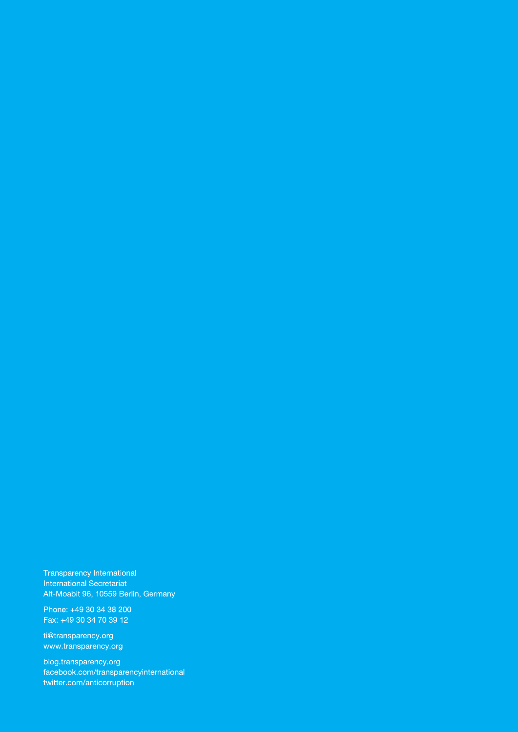Transparency International
International Secretariat
Alt-Moabit 96, 10559 Berlin, Germany

Phone: +49 30 34 38 200
Fax: +49 30 34 70 39 12

ti@transparency.org
www.transparency.org

blog.transparency.org
facebook.com/transparencyinternational
twitter.com/anticorruption